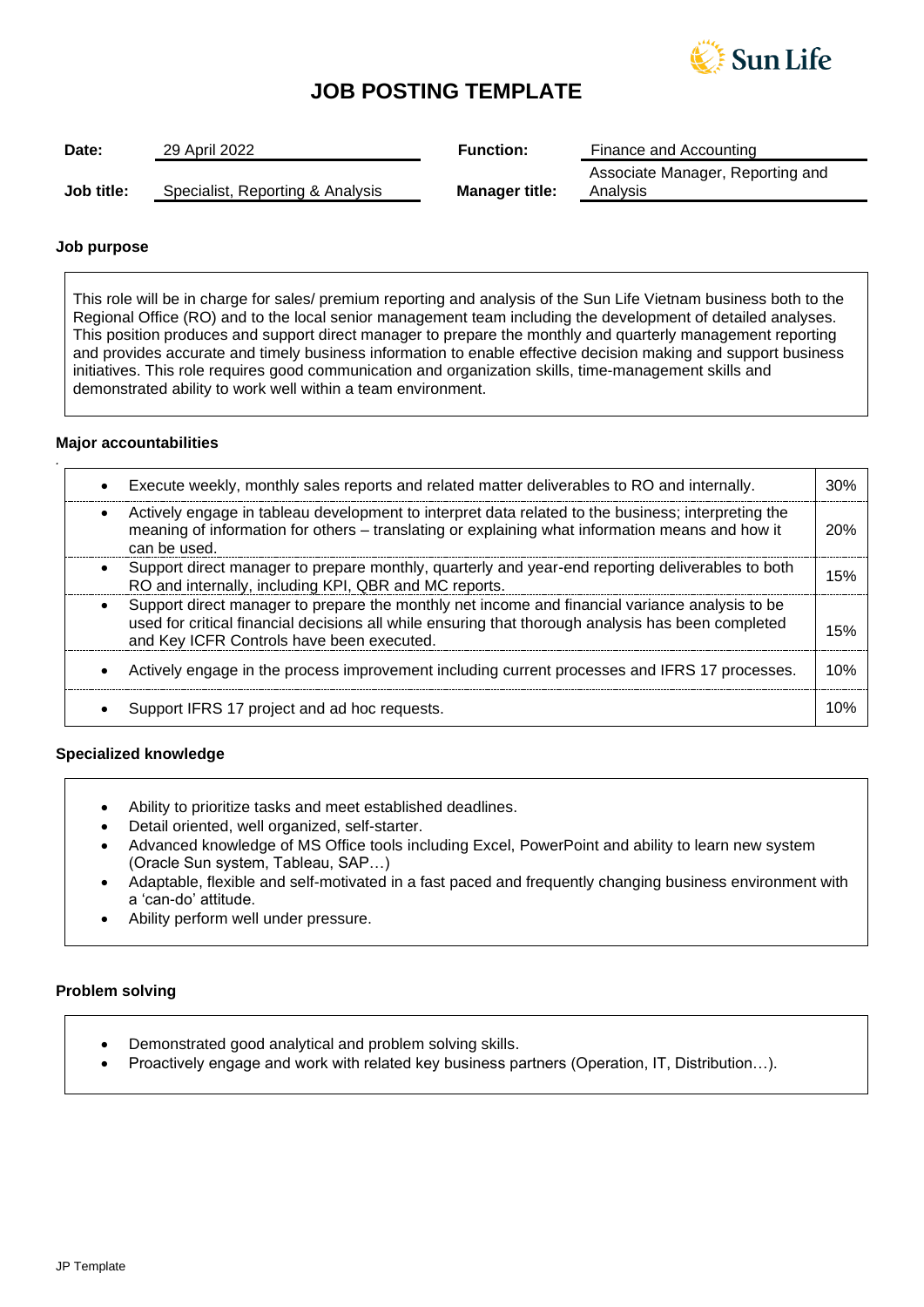# JOB POSTING TEMPLATE

| | | | |
|---|---|---|---|
| **Date:** | 29 April 2022 | **Function:** | Finance and Accounting |
| **Job title:** | Specialist, Reporting & Analysis | **Manager title:** | Associate Manager, Reporting and Analysis |

### Job purpose

This role will be in charge for sales/ premium reporting and analysis of the Sun Life Vietnam business both to the Regional Office (RO) and to the local senior management team including the development of detailed analyses. This position produces and support direct manager to prepare the monthly and quarterly management reporting and provides accurate and timely business information to enable effective decision making and support business initiatives. This role requires good communication and organization skills, time-management skills and demonstrated ability to work well within a team environment.

### Major accountabilities

| Accountability | % |
|---|---|
| • Execute weekly, monthly sales reports and related matter deliverables to RO and internally. | 30% |
| • Actively engage in tableau development to interpret data related to the business; interpreting the meaning of information for others – translating or explaining what information means and how it can be used. | 20% |
| • Support direct manager to prepare monthly, quarterly and year-end reporting deliverables to both RO and internally, including KPI, QBR and MC reports. | 15% |
| • Support direct manager to prepare the monthly net income and financial variance analysis to be used for critical financial decisions all while ensuring that thorough analysis has been completed and Key ICFR Controls have been executed. | 15% |
| • Actively engage in the process improvement including current processes and IFRS 17 processes. | 10% |
| • Support IFRS 17 project and ad hoc requests. | 10% |

### Specialized knowledge

- Ability to prioritize tasks and meet established deadlines.
- Detail oriented, well organized, self-starter.
- Advanced knowledge of MS Office tools including Excel, PowerPoint and ability to learn new system (Oracle Sun system, Tableau, SAP…)
- Adaptable, flexible and self-motivated in a fast paced and frequently changing business environment with a 'can-do' attitude.
- Ability perform well under pressure.

### Problem solving

- Demonstrated good analytical and problem solving skills.
- Proactively engage and work with related key business partners (Operation, IT, Distribution…).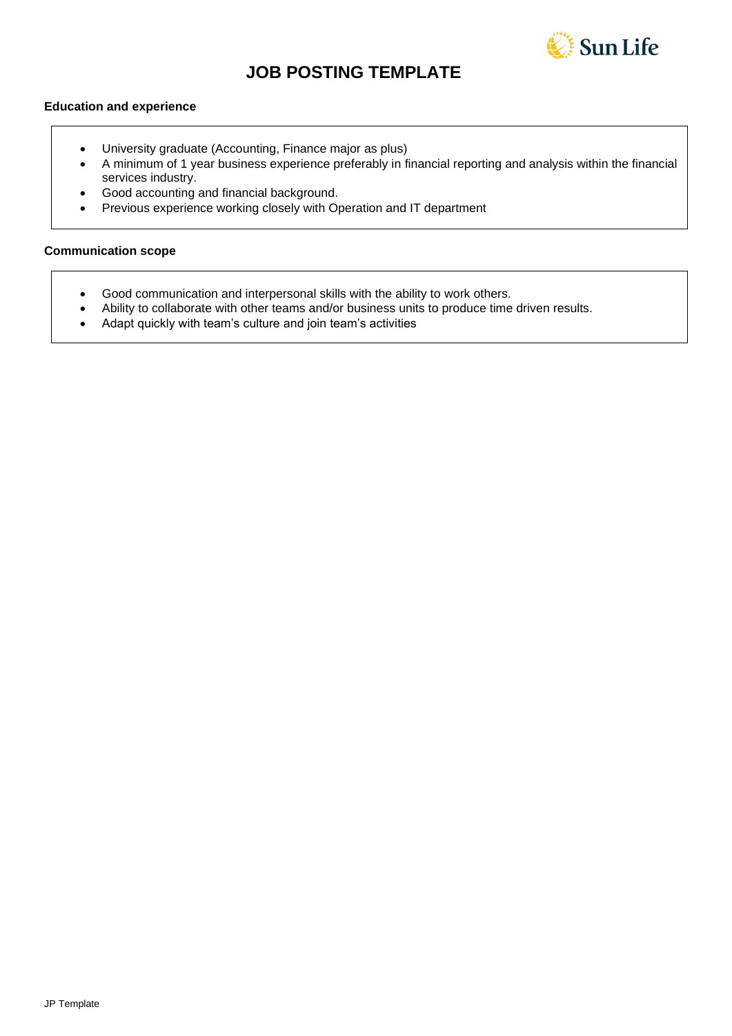# JOB POSTING TEMPLATE

**Education and experience**

- University graduate (Accounting, Finance major as plus)
- A minimum of 1 year business experience preferably in financial reporting and analysis within the financial services industry.
- Good accounting and financial background.
- Previous experience working closely with Operation and IT department

**Communication scope**

- Good communication and interpersonal skills with the ability to work others.
- Ability to collaborate with other teams and/or business units to produce time driven results.
- Adapt quickly with team's culture and join team's activities